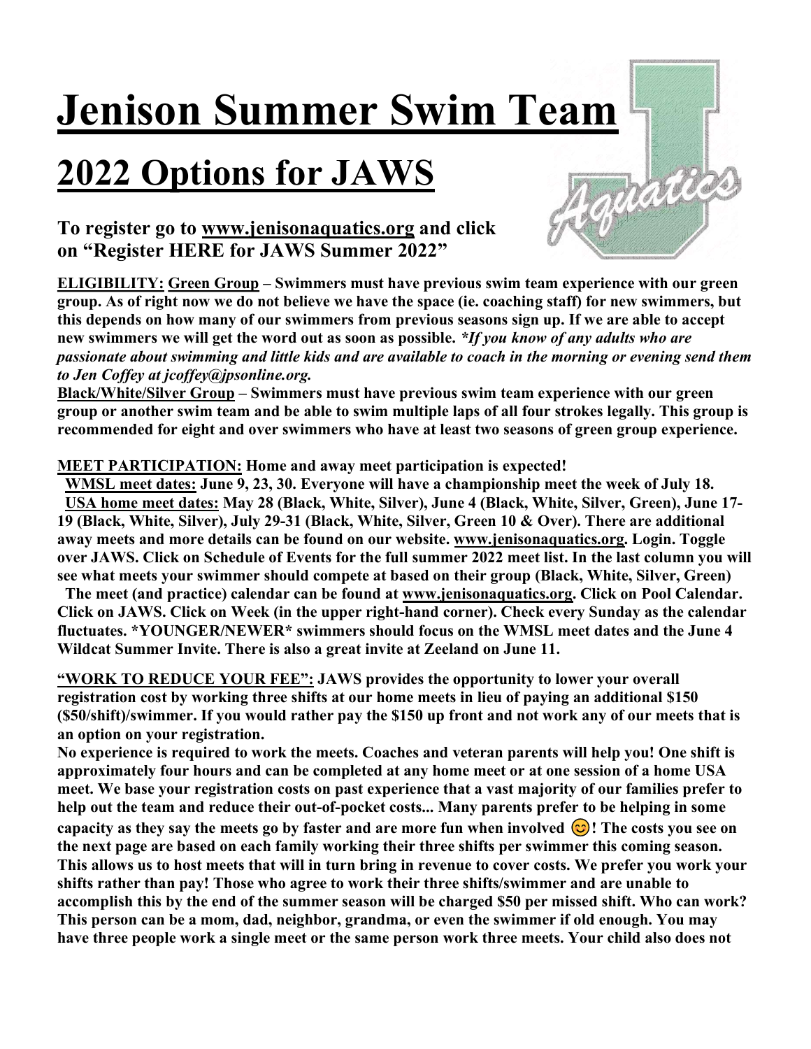# Jenison Summer Swim Team

# 2022 Options for JAWS

### To register go to www.jenisonaquatics.org and click on "Register HERE for JAWS Summer 2022"

**ELIGIBILITY:** **Green Group – Swimmers must have previous swim team experience with our green group. As of right now we do not believe we have the space (ie. coaching staff) for new swimmers, but this depends on how many of our swimmers from previous seasons sign up. If we are able to accept new swimmers we will get the word out as soon as possible.** ***\*If you know of any adults who are passionate about swimming and little kids and are available to coach in the morning or evening send them to Jen Coffey at jcoffey@jpsonline.org.***

**Black/White/Silver Group – Swimmers must have previous swim team experience with our green group or another swim team and be able to swim multiple laps of all four strokes legally. This group is recommended for eight and over swimmers who have at least two seasons of green group experience.**

**MEET PARTICIPATION: Home and away meet participation is expected!**

**WMSL meet dates: June 9, 23, 30. Everyone will have a championship meet the week of July 18.**

**USA home meet dates: May 28 (Black, White, Silver), June 4 (Black, White, Silver, Green), June 17-19 (Black, White, Silver), July 29-31 (Black, White, Silver, Green 10 & Over). There are additional away meets and more details can be found on our website. www.jenisonaquatics.org. Login. Toggle over JAWS. Click on Schedule of Events for the full summer 2022 meet list. In the last column you will see what meets your swimmer should compete at based on their group (Black, White, Silver, Green)**

**The meet (and practice) calendar can be found at www.jenisonaquatics.org. Click on Pool Calendar. Click on JAWS. Click on Week (in the upper right-hand corner). Check every Sunday as the calendar fluctuates. \*YOUNGER/NEWER\* swimmers should focus on the WMSL meet dates and the June 4 Wildcat Summer Invite. There is also a great invite at Zeeland on June 11.**

**"WORK TO REDUCE YOUR FEE": JAWS provides the opportunity to lower your overall registration cost by working three shifts at our home meets in lieu of paying an additional \$150 (\$50/shift)/swimmer. If you would rather pay the \$150 up front and not work any of our meets that is an option on your registration.**

**No experience is required to work the meets. Coaches and veteran parents will help you! One shift is approximately four hours and can be completed at any home meet or at one session of a home USA meet. We base your registration costs on past experience that a vast majority of our families prefer to help out the team and reduce their out-of-pocket costs... Many parents prefer to be helping in some capacity as they say the meets go by faster and are more fun when involved 😊! The costs you see on the next page are based on each family working their three shifts per swimmer this coming season. This allows us to host meets that will in turn bring in revenue to cover costs. We prefer you work your shifts rather than pay! Those who agree to work their three shifts/swimmer and are unable to accomplish this by the end of the summer season will be charged \$50 per missed shift. Who can work? This person can be a mom, dad, neighbor, grandma, or even the swimmer if old enough. You may have three people work a single meet or the same person work three meets. Your child also does not**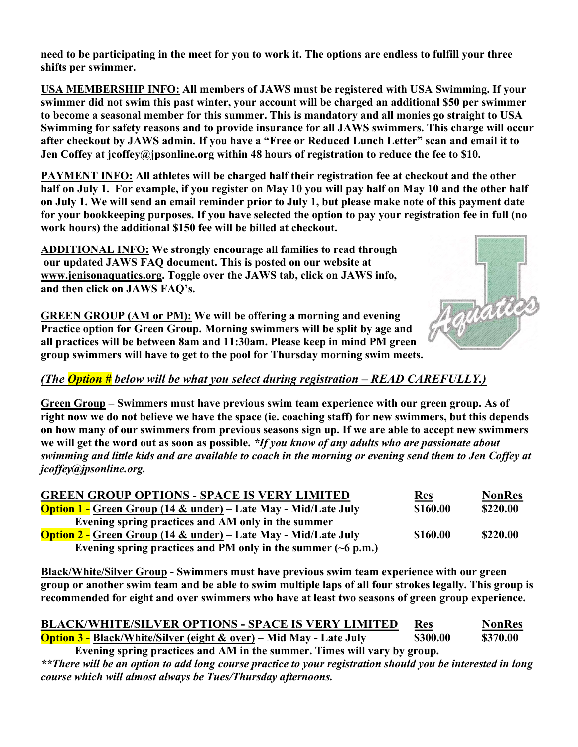**need to be participating in the meet for you to work it. The options are endless to fulfill your three shifts per swimmer.**

**USA MEMBERSHIP INFO: All members of JAWS must be registered with USA Swimming. If your swimmer did not swim this past winter, your account will be charged an additional $50 per swimmer to become a seasonal member for this summer. This is mandatory and all monies go straight to USA Swimming for safety reasons and to provide insurance for all JAWS swimmers. This charge will occur after checkout by JAWS admin. If you have a "Free or Reduced Lunch Letter" scan and email it to Jen Coffey at jcoffey@jpsonline.org within 48 hours of registration to reduce the fee to $10.**

**PAYMENT INFO: All athletes will be charged half their registration fee at checkout and the other half on July 1. For example, if you register on May 10 you will pay half on May 10 and the other half on July 1. We will send an email reminder prior to July 1, but please make note of this payment date for your bookkeeping purposes. If you have selected the option to pay your registration fee in full (no work hours) the additional $150 fee will be billed at checkout.**

**ADDITIONAL INFO: We strongly encourage all families to read through our updated JAWS FAQ document. This is posted on our website at www.jenisonaquatics.org. Toggle over the JAWS tab, click on JAWS info, and then click on JAWS FAQ's.**

**GREEN GROUP (AM or PM): We will be offering a morning and evening Practice option for Green Group. Morning swimmers will be split by age and all practices will be between 8am and 11:30am. Please keep in mind PM green group swimmers will have to get to the pool for Thursday morning swim meets.**

***(The Option # below will be what you select during registration – READ CAREFULLY.)***

**Green Group – Swimmers must have previous swim team experience with our green group. As of right now we do not believe we have the space (ie. coaching staff) for new swimmers, but this depends on how many of our swimmers from previous seasons sign up. If we are able to accept new swimmers we will get the word out as soon as possible.** ***\*If you know of any adults who are passionate about swimming and little kids and are available to coach in the morning or evening send them to Jen Coffey at jcoffey@jpsonline.org.***

| GREEN GROUP OPTIONS - SPACE IS VERY LIMITED | Res | NonRes |
|---|---|---|
| **Option 1 - Green Group (14 & under) – Late May - Mid/Late July**<br>Evening spring practices and AM only in the summer | **$160.00** | **$220.00** |
| **Option 2 - Green Group (14 & under) – Late May - Mid/Late July**<br>Evening spring practices and PM only in the summer (~6 p.m.) | **$160.00** | **$220.00** |

**Black/White/Silver Group - Swimmers must have previous swim team experience with our green group or another swim team and be able to swim multiple laps of all four strokes legally. This group is recommended for eight and over swimmers who have at least two seasons of green group experience.**

| BLACK/WHITE/SILVER OPTIONS - SPACE IS VERY LIMITED | Res | NonRes |
|---|---|---|
| **Option 3 - Black/White/Silver (eight & over) – Mid May - Late July**<br>Evening spring practices and AM in the summer. Times will vary by group. | **$300.00** | **$370.00** |

***\*\*There will be an option to add long course practice to your registration should you be interested in long course which will almost always be Tues/Thursday afternoons.***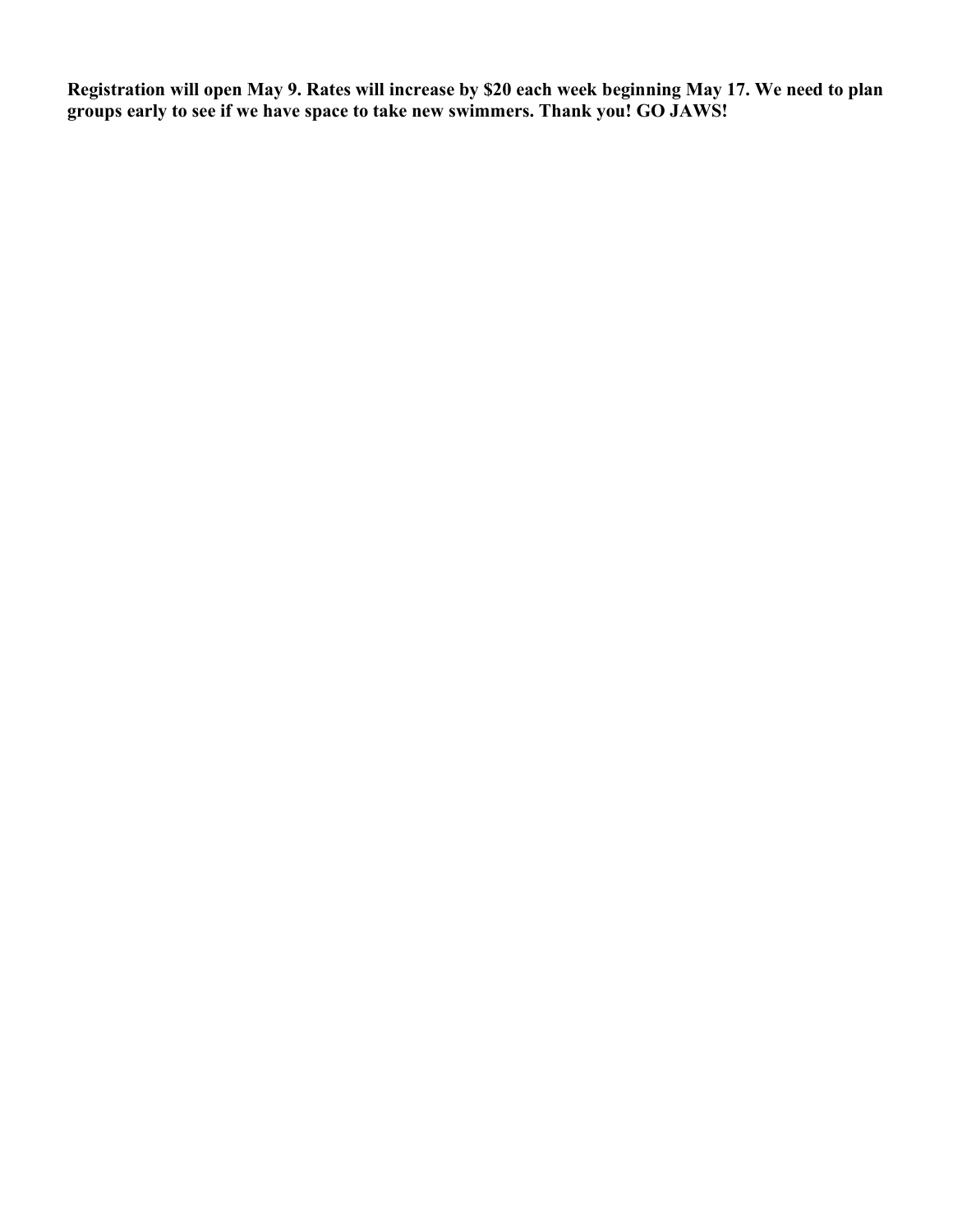**Registration will open May 9. Rates will increase by $20 each week beginning May 17. We need to plan groups early to see if we have space to take new swimmers. Thank you! GO JAWS!**